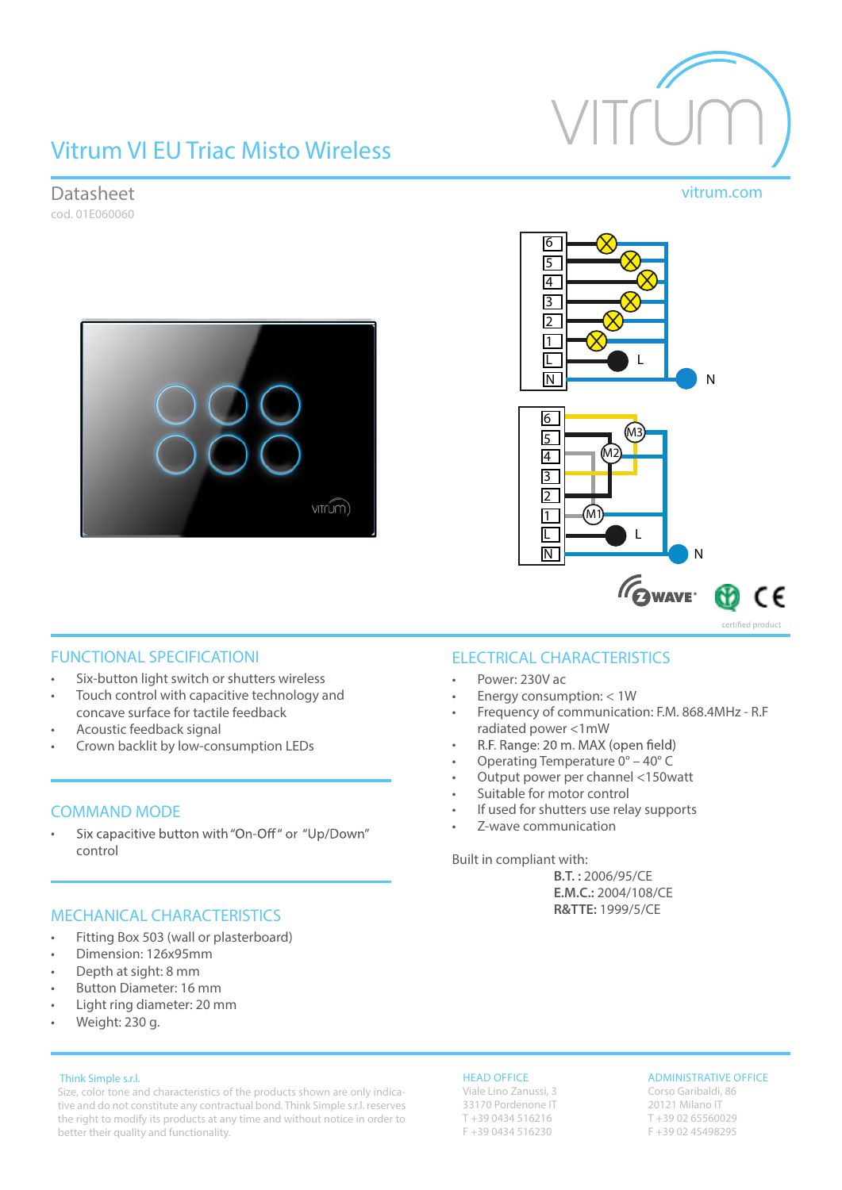# Vitrum VI EU Triac Misto Wireless

## Datasheet

cod. 01E060060

vitrum.com

## FUNCTIONAL SPECIFICATIONI

- Six-button light switch or shutters wireless
- Touch control with capacitive technology and concave surface for tactile feedback
- Acoustic feedback signal
- Crown backlit by low-consumption LEDs

## COMMAND MODE

- Six capacitive button with "On-Off" or "Up/Down" control

## MECHANICAL CHARACTERISTICS

- Fitting Box 503 (wall or plasterboard)
- Dimension: 126x95mm
- Depth at sight: 8 mm
- Button Diameter: 16 mm
- Light ring diameter: 20 mm
- Weight: 230 g.

## ELECTRICAL CHARACTERISTICS

- Power: 230V ac
- Energy consumption: < 1W
- Frequency of communication: F.M. 868.4MHz - R.F radiated power <1mW
- R.F. Range: 20 m. MAX (open field)
- Operating Temperature 0° – 40° C
- Output power per channel <150watt
- Suitable for motor control
- If used for shutters use relay supports
- Z-wave communication

Built in compliant with:

**B.T. :** 2006/95/CE
**E.M.C.:** 2004/108/CE
**R&TTE:** 1999/5/CE

certified product

Think Simple s.r.l.
Size, color tone and characteristics of the products shown are only indicative and do not constitute any contractual bond. Think Simple s.r.l. reserves the right to modify its products at any time and without notice in order to better their quality and functionality.

HEAD OFFICE
Viale Lino Zanussi, 3
33170 Pordenone IT
T +39 0434 516216
F +39 0434 516230

ADMINISTRATIVE OFFICE
Corso Garibaldi, 86
20121 Milano IT
T +39 02 65560029
F +39 02 45498295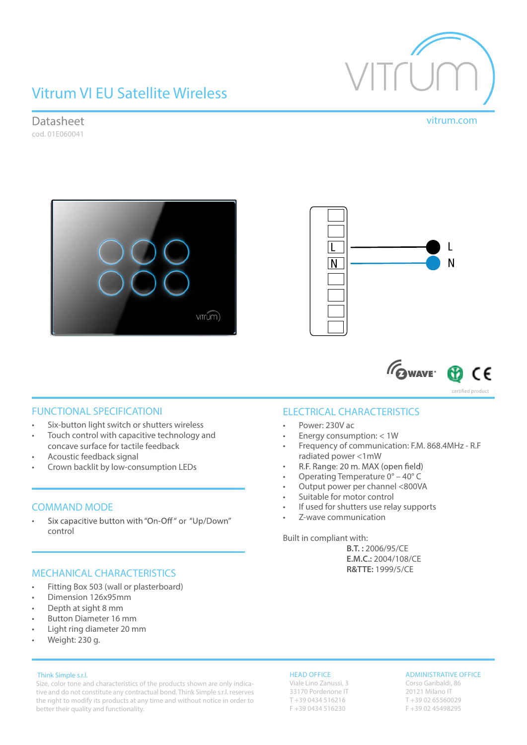# Vitrum VI EU Satellite Wireless

## Datasheet

cod. 01E060041

vitrum.com

L

N

certified product

## FUNCTIONAL SPECIFICATIONI

- Six-button light switch or shutters wireless
- Touch control with capacitive technology and concave surface for tactile feedback
- Acoustic feedback signal
- Crown backlit by low-consumption LEDs

## COMMAND MODE

- Six capacitive button with "On-Off" or "Up/Down" control

## MECHANICAL CHARACTERISTICS

- Fitting Box 503 (wall or plasterboard)
- Dimension 126x95mm
- Depth at sight 8 mm
- Button Diameter 16 mm
- Light ring diameter 20 mm
- Weight: 230 g.

## ELECTRICAL CHARACTERISTICS

- Power: 230V ac
- Energy consumption: < 1W
- Frequency of communication: F.M. 868.4MHz - R.F radiated power <1mW
- R.F. Range: 20 m. MAX (open field)
- Operating Temperature 0° – 40° C
- Output power per channel <800VA
- Suitable for motor control
- If used for shutters use relay supports
- Z-wave communication

Built in compliant with:

**B.T. :** 2006/95/CE
**E.M.C.:** 2004/108/CE
**R&TTE:** 1999/5/CE

Think Simple s.r.l.
Size, color tone and characteristics of the products shown are only indicative and do not constitute any contractual bond. Think Simple s.r.l. reserves the right to modify its products at any time and without notice in order to better their quality and functionality.

HEAD OFFICE
Viale Lino Zanussi, 3
33170 Pordenone IT
T +39 0434 516216
F +39 0434 516230

ADMINISTRATIVE OFFICE
Corso Garibaldi, 86
20121 Milano IT
T +39 02 65560029
F +39 02 45498295